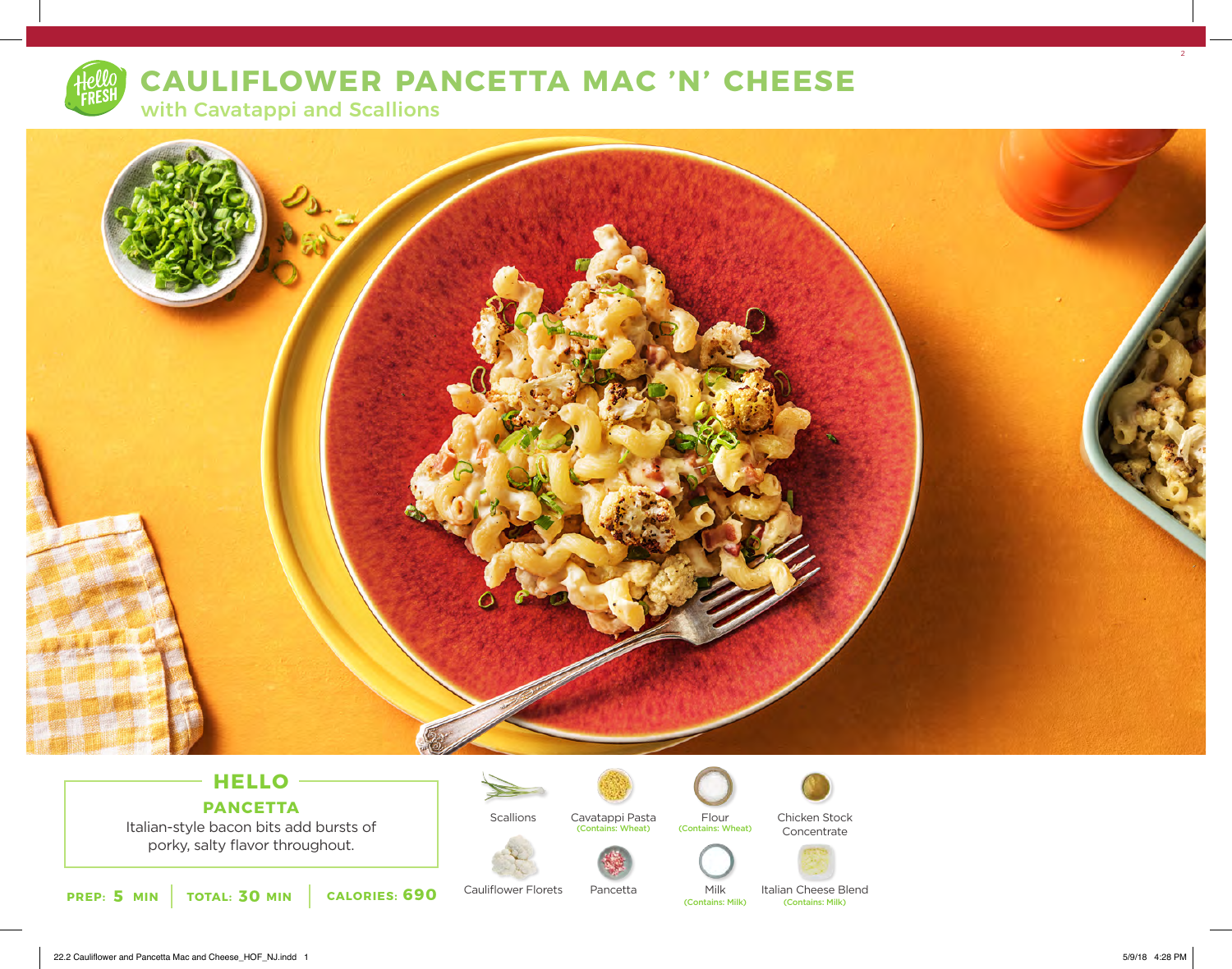# CAULIFLOWER PANCETTA MAC 'N' CHEESE

## with Cavatappi and Scallions

### HELLO

**PANCETTA**

Italian-style bacon bits add bursts of porky, salty flavor throughout.

**PREP: 5 MIN** | **TOTAL: 30 MIN** | **CALORIES: 690**

- Scallions
- Cavatappi Pasta (Contains: Wheat)
- Flour (Contains: Wheat)
- Chicken Stock Concentrate
- Cauliflower Florets
- Pancetta
- Milk (Contains: Milk)
- Italian Cheese Blend (Contains: Milk)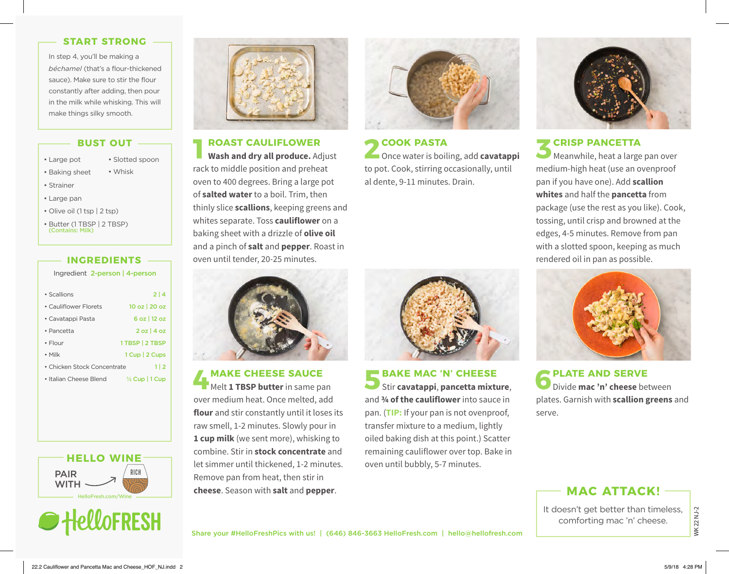## START STRONG

In step 4, you'll be making a *béchamel* (that's a flour-thickened sauce). Make sure to stir the flour constantly after adding, then pour in the milk while whisking. This will make things silky smooth.

## BUST OUT

- Large pot
- Slotted spoon
- Baking sheet
- Whisk
- Strainer
- Large pan
- Olive oil (1 tsp | 2 tsp)
- Butter (1 TBSP | 2 TBSP) (Contains: Milk)

## INGREDIENTS

| Ingredient | 2-person \| 4-person |
|---|---|
| Scallions | 2 \| 4 |
| Cauliflower Florets | 10 oz \| 20 oz |
| Cavatappi Pasta | 6 oz \| 12 oz |
| Pancetta | 2 oz \| 4 oz |
| Flour | 1 TBSP \| 2 TBSP |
| Milk | 1 Cup \| 2 Cups |
| Chicken Stock Concentrate | 1 \| 2 |
| Italian Cheese Blend | ½ Cup \| 1 Cup |

## HELLO WINE

PAIR WITH → RICH

HelloFresh.com/Wine

HelloFRESH

## 1 ROAST CAULIFLOWER

**Wash and dry all produce.** Adjust rack to middle position and preheat oven to 400 degrees. Bring a large pot of **salted water** to a boil. Trim, then thinly slice **scallions**, keeping greens and whites separate. Toss **cauliflower** on a baking sheet with a drizzle of **olive oil** and a pinch of **salt** and **pepper**. Roast in oven until tender, 20-25 minutes.

## 2 COOK PASTA

Once water is boiling, add **cavatappi** to pot. Cook, stirring occasionally, until al dente, 9-11 minutes. Drain.

## 3 CRISP PANCETTA

Meanwhile, heat a large pan over medium-high heat (use an ovenproof pan if you have one). Add **scallion whites** and half the **pancetta** from package (use the rest as you like). Cook, tossing, until crisp and browned at the edges, 4-5 minutes. Remove from pan with a slotted spoon, keeping as much rendered oil in pan as possible.

## 4 MAKE CHEESE SAUCE

Melt **1 TBSP butter** in same pan over medium heat. Once melted, add **flour** and stir constantly until it loses its raw smell, 1-2 minutes. Slowly pour in **1 cup milk** (we sent more), whisking to combine. Stir in **stock concentrate** and let simmer until thickened, 1-2 minutes. Remove pan from heat, then stir in **cheese**. Season with **salt** and **pepper**.

## 5 BAKE MAC 'N' CHEESE

Stir **cavatappi**, **pancetta mixture**, and **¾ of the cauliflower** into sauce in pan. (**TIP:** If your pan is not ovenproof, transfer mixture to a medium, lightly oiled baking dish at this point.) Scatter remaining cauliflower over top. Bake in oven until bubbly, 5-7 minutes.

## 6 PLATE AND SERVE

Divide **mac 'n' cheese** between plates. Garnish with **scallion greens** and serve.

## MAC ATTACK!

It doesn't get better than timeless, comforting mac 'n' cheese.

Share your #HelloFreshPics with us! | (646) 846-3663 HelloFresh.com | hello@hellofresh.com

WK 22 NJ-2